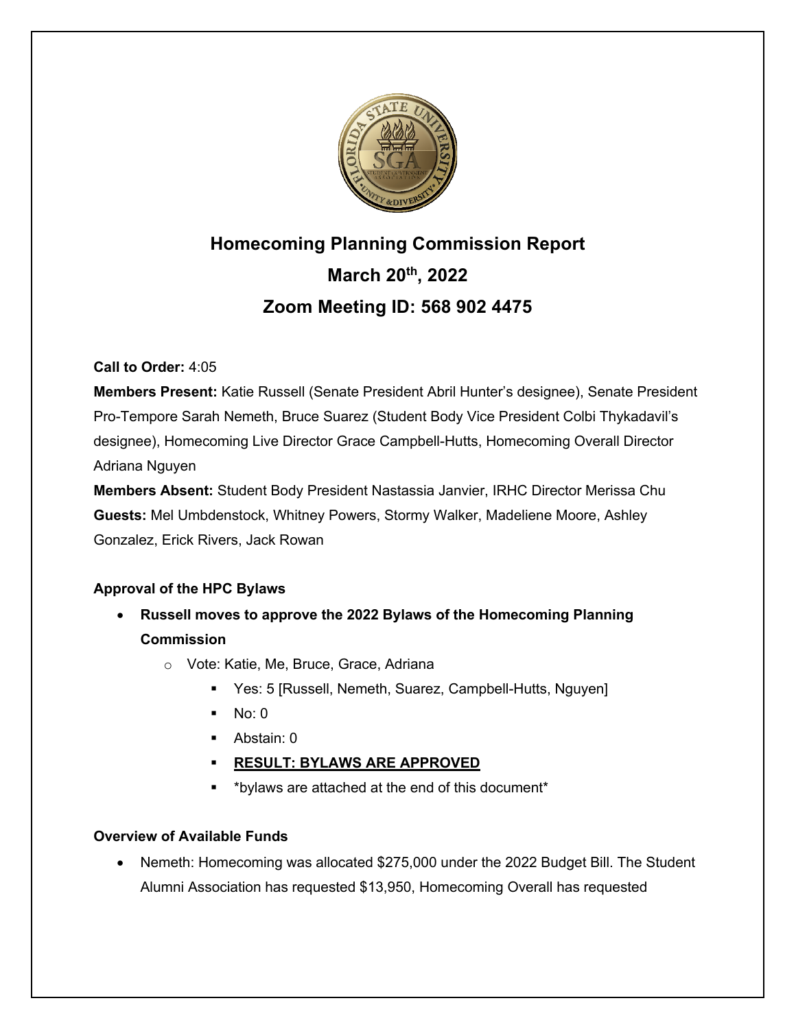# Homecoming Planning Commission Report

## March 20th, 2022

## Zoom Meeting ID: 568 902 4475

**Call to Order:** 4:05

**Members Present:** Katie Russell (Senate President Abril Hunter's designee), Senate President Pro-Tempore Sarah Nemeth, Bruce Suarez (Student Body Vice President Colbi Thykadavil's designee), Homecoming Live Director Grace Campbell-Hutts, Homecoming Overall Director Adriana Nguyen

**Members Absent:** Student Body President Nastassia Janvier, IRHC Director Merissa Chu

**Guests:** Mel Umbdenstock, Whitney Powers, Stormy Walker, Madeliene Moore, Ashley Gonzalez, Erick Rivers, Jack Rowan

**Approval of the HPC Bylaws**

- **Russell moves to approve the 2022 Bylaws of the Homecoming Planning Commission**
  - Vote: Katie, Me, Bruce, Grace, Adriana
    - Yes: 5 [Russell, Nemeth, Suarez, Campbell-Hutts, Nguyen]
    - No: 0
    - Abstain: 0
    - **<u>RESULT: BYLAWS ARE APPROVED</u>**
    - *bylaws are attached at the end of this document*

**Overview of Available Funds**

- Nemeth: Homecoming was allocated $275,000 under the 2022 Budget Bill. The Student Alumni Association has requested $13,950, Homecoming Overall has requested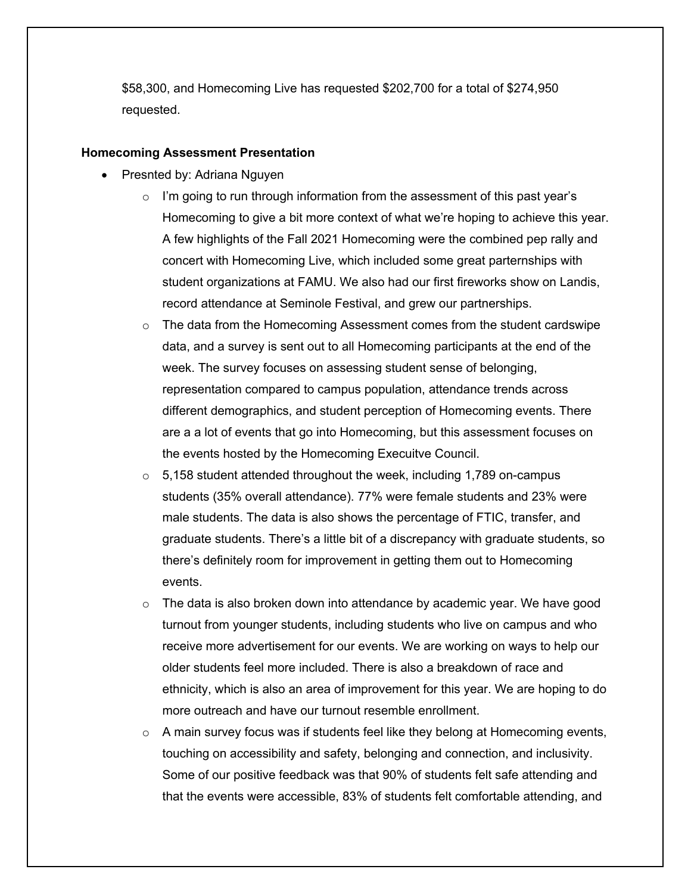$58,300, and Homecoming Live has requested $202,700 for a total of $274,950 requested.

**Homecoming Assessment Presentation**

- Presnted by: Adriana Nguyen
    - I'm going to run through information from the assessment of this past year's Homecoming to give a bit more context of what we're hoping to achieve this year. A few highlights of the Fall 2021 Homecoming were the combined pep rally and concert with Homecoming Live, which included some great parternships with student organizations at FAMU. We also had our first fireworks show on Landis, record attendance at Seminole Festival, and grew our partnerships.
    - The data from the Homecoming Assessment comes from the student cardswipe data, and a survey is sent out to all Homecoming participants at the end of the week. The survey focuses on assessing student sense of belonging, representation compared to campus population, attendance trends across different demographics, and student perception of Homecoming events. There are a a lot of events that go into Homecoming, but this assessment focuses on the events hosted by the Homecoming Execuitve Council.
    - 5,158 student attended throughout the week, including 1,789 on-campus students (35% overall attendance). 77% were female students and 23% were male students. The data is also shows the percentage of FTIC, transfer, and graduate students. There's a little bit of a discrepancy with graduate students, so there's definitely room for improvement in getting them out to Homecoming events.
    - The data is also broken down into attendance by academic year. We have good turnout from younger students, including students who live on campus and who receive more advertisement for our events. We are working on ways to help our older students feel more included. There is also a breakdown of race and ethnicity, which is also an area of improvement for this year. We are hoping to do more outreach and have our turnout resemble enrollment.
    - A main survey focus was if students feel like they belong at Homecoming events, touching on accessibility and safety, belonging and connection, and inclusivity. Some of our positive feedback was that 90% of students felt safe attending and that the events were accessible, 83% of students felt comfortable attending, and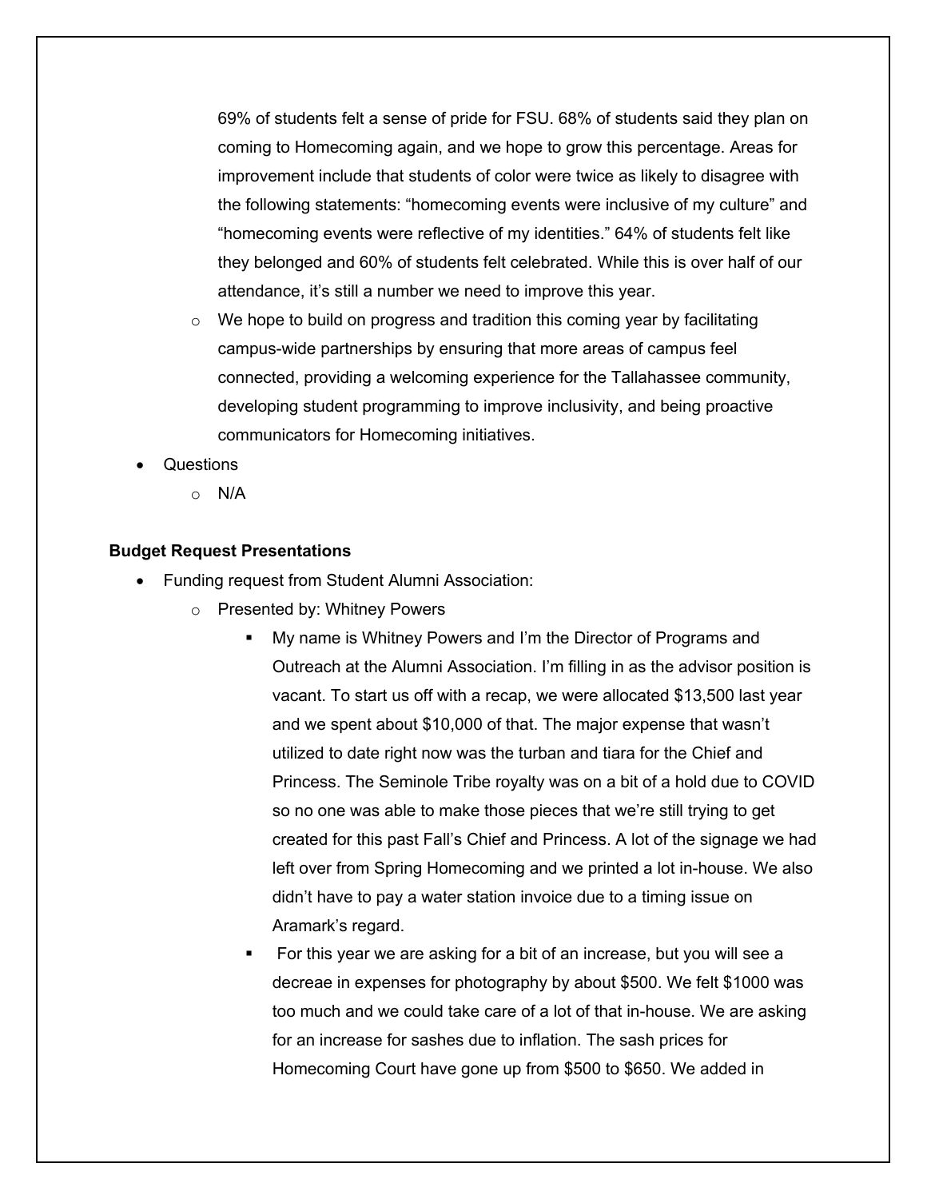69% of students felt a sense of pride for FSU. 68% of students said they plan on coming to Homecoming again, and we hope to grow this percentage. Areas for improvement include that students of color were twice as likely to disagree with the following statements: "homecoming events were inclusive of my culture" and "homecoming events were reflective of my identities." 64% of students felt like they belonged and 60% of students felt celebrated. While this is over half of our attendance, it's still a number we need to improve this year.

  - We hope to build on progress and tradition this coming year by facilitating campus-wide partnerships by ensuring that more areas of campus feel connected, providing a welcoming experience for the Tallahassee community, developing student programming to improve inclusivity, and being proactive communicators for Homecoming initiatives.

- Questions
  - N/A

**Budget Request Presentations**

- Funding request from Student Alumni Association:
  - Presented by: Whitney Powers
    - My name is Whitney Powers and I'm the Director of Programs and Outreach at the Alumni Association. I'm filling in as the advisor position is vacant. To start us off with a recap, we were allocated $13,500 last year and we spent about $10,000 of that. The major expense that wasn't utilized to date right now was the turban and tiara for the Chief and Princess. The Seminole Tribe royalty was on a bit of a hold due to COVID so no one was able to make those pieces that we're still trying to get created for this past Fall's Chief and Princess. A lot of the signage we had left over from Spring Homecoming and we printed a lot in-house. We also didn't have to pay a water station invoice due to a timing issue on Aramark's regard.
    - For this year we are asking for a bit of an increase, but you will see a decreae in expenses for photography by about $500. We felt $1000 was too much and we could take care of a lot of that in-house. We are asking for an increase for sashes due to inflation. The sash prices for Homecoming Court have gone up from $500 to $650. We added in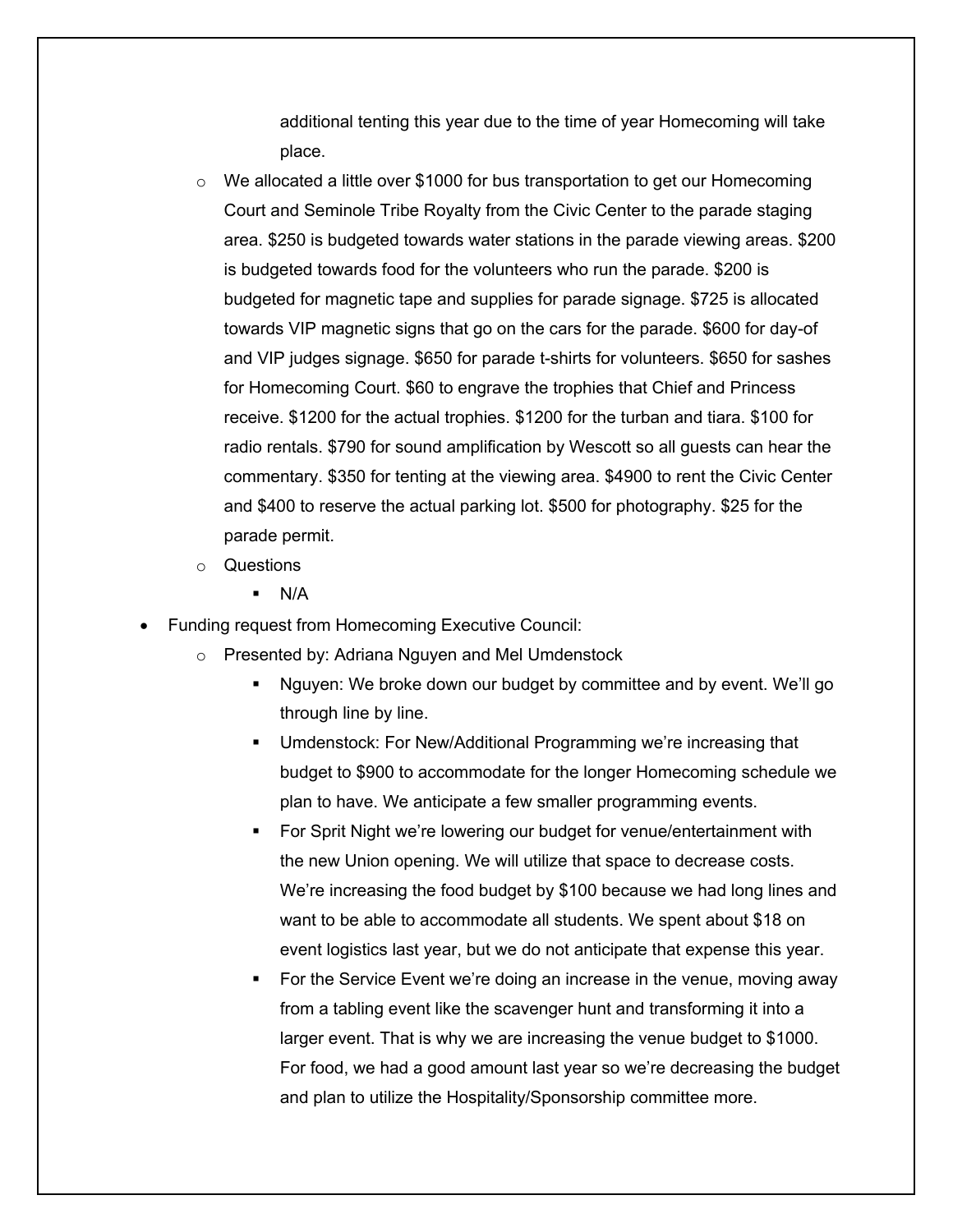additional tenting this year due to the time of year Homecoming will take place.
  - We allocated a little over $1000 for bus transportation to get our Homecoming Court and Seminole Tribe Royalty from the Civic Center to the parade staging area. $250 is budgeted towards water stations in the parade viewing areas. $200 is budgeted towards food for the volunteers who run the parade. $200 is budgeted for magnetic tape and supplies for parade signage. $725 is allocated towards VIP magnetic signs that go on the cars for the parade. $600 for day-of and VIP judges signage. $650 for parade t-shirts for volunteers. $650 for sashes for Homecoming Court. $60 to engrave the trophies that Chief and Princess receive. $1200 for the actual trophies. $1200 for the turban and tiara. $100 for radio rentals. $790 for sound amplification by Wescott so all guests can hear the commentary. $350 for tenting at the viewing area. $4900 to rent the Civic Center and $400 to reserve the actual parking lot. $500 for photography. $25 for the parade permit.
  - Questions
    - N/A
- Funding request from Homecoming Executive Council:
  - Presented by: Adriana Nguyen and Mel Umdenstock
    - Nguyen: We broke down our budget by committee and by event. We'll go through line by line.
    - Umdenstock: For New/Additional Programming we're increasing that budget to $900 to accommodate for the longer Homecoming schedule we plan to have. We anticipate a few smaller programming events.
    - For Sprit Night we're lowering our budget for venue/entertainment with the new Union opening. We will utilize that space to decrease costs. We're increasing the food budget by $100 because we had long lines and want to be able to accommodate all students. We spent about $18 on event logistics last year, but we do not anticipate that expense this year.
    - For the Service Event we're doing an increase in the venue, moving away from a tabling event like the scavenger hunt and transforming it into a larger event. That is why we are increasing the venue budget to $1000. For food, we had a good amount last year so we're decreasing the budget and plan to utilize the Hospitality/Sponsorship committee more.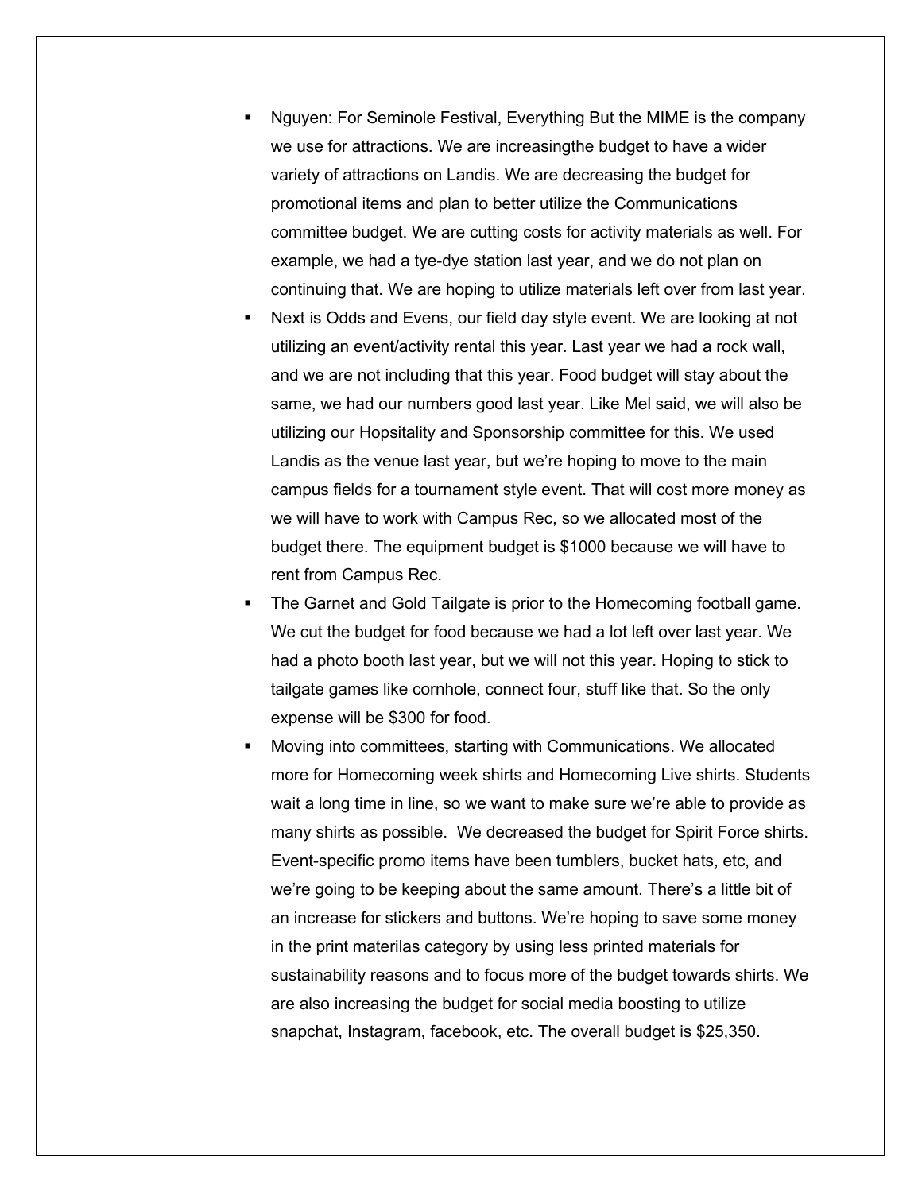- Nguyen: For Seminole Festival, Everything But the MIME is the company we use for attractions. We are increasingthe budget to have a wider variety of attractions on Landis. We are decreasing the budget for promotional items and plan to better utilize the Communications committee budget. We are cutting costs for activity materials as well. For example, we had a tye-dye station last year, and we do not plan on continuing that. We are hoping to utilize materials left over from last year.
- Next is Odds and Evens, our field day style event. We are looking at not utilizing an event/activity rental this year. Last year we had a rock wall, and we are not including that this year. Food budget will stay about the same, we had our numbers good last year. Like Mel said, we will also be utilizing our Hopsitality and Sponsorship committee for this. We used Landis as the venue last year, but we're hoping to move to the main campus fields for a tournament style event. That will cost more money as we will have to work with Campus Rec, so we allocated most of the budget there. The equipment budget is $1000 because we will have to rent from Campus Rec.
- The Garnet and Gold Tailgate is prior to the Homecoming football game. We cut the budget for food because we had a lot left over last year. We had a photo booth last year, but we will not this year. Hoping to stick to tailgate games like cornhole, connect four, stuff like that. So the only expense will be $300 for food.
- Moving into committees, starting with Communications. We allocated more for Homecoming week shirts and Homecoming Live shirts. Students wait a long time in line, so we want to make sure we're able to provide as many shirts as possible. We decreased the budget for Spirit Force shirts. Event-specific promo items have been tumblers, bucket hats, etc, and we're going to be keeping about the same amount. There's a little bit of an increase for stickers and buttons. We're hoping to save some money in the print materilas category by using less printed materials for sustainability reasons and to focus more of the budget towards shirts. We are also increasing the budget for social media boosting to utilize snapchat, Instagram, facebook, etc. The overall budget is $25,350.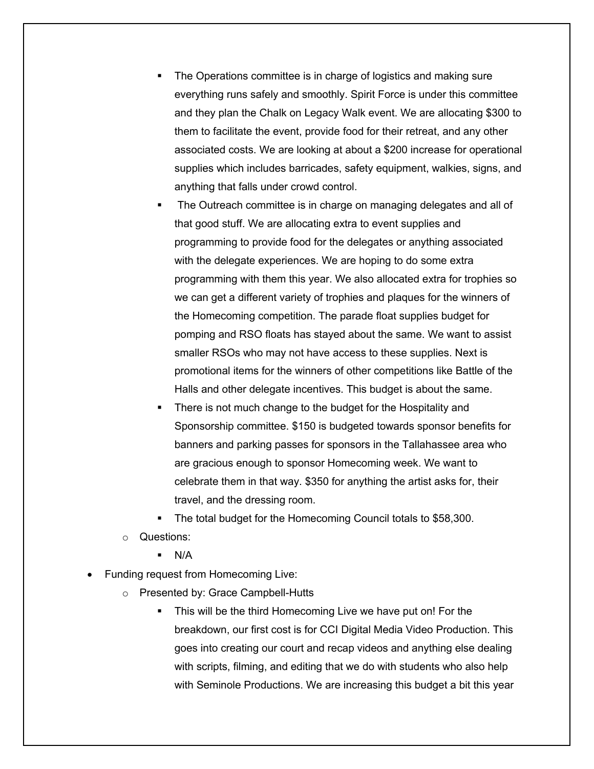- The Operations committee is in charge of logistics and making sure everything runs safely and smoothly. Spirit Force is under this committee and they plan the Chalk on Legacy Walk event. We are allocating $300 to them to facilitate the event, provide food for their retreat, and any other associated costs. We are looking at about a $200 increase for operational supplies which includes barricades, safety equipment, walkies, signs, and anything that falls under crowd control.
            - The Outreach committee is in charge on managing delegates and all of that good stuff. We are allocating extra to event supplies and programming to provide food for the delegates or anything associated with the delegate experiences. We are hoping to do some extra programming with them this year. We also allocated extra for trophies so we can get a different variety of trophies and plaques for the winners of the Homecoming competition. The parade float supplies budget for pomping and RSO floats has stayed about the same. We want to assist smaller RSOs who may not have access to these supplies. Next is promotional items for the winners of other competitions like Battle of the Halls and other delegate incentives. This budget is about the same.
            - There is not much change to the budget for the Hospitality and Sponsorship committee. $150 is budgeted towards sponsor benefits for banners and parking passes for sponsors in the Tallahassee area who are gracious enough to sponsor Homecoming week. We want to celebrate them in that way. $350 for anything the artist asks for, their travel, and the dressing room.
            - The total budget for the Homecoming Council totals to $58,300.
    - Questions:
        - N/A
- Funding request from Homecoming Live:
    - Presented by: Grace Campbell-Hutts
        - This will be the third Homecoming Live we have put on! For the breakdown, our first cost is for CCI Digital Media Video Production. This goes into creating our court and recap videos and anything else dealing with scripts, filming, and editing that we do with students who also help with Seminole Productions. We are increasing this budget a bit this year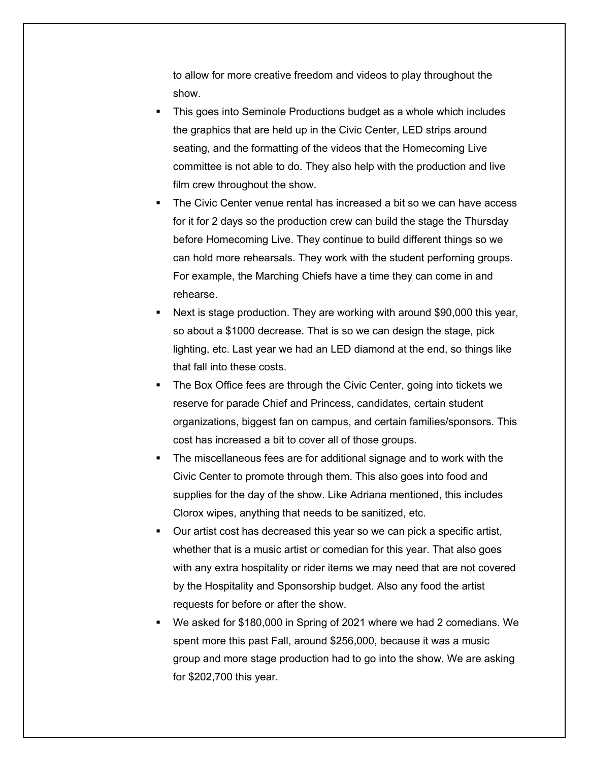to allow for more creative freedom and videos to play throughout the show.

- This goes into Seminole Productions budget as a whole which includes the graphics that are held up in the Civic Center, LED strips around seating, and the formatting of the videos that the Homecoming Live committee is not able to do. They also help with the production and live film crew throughout the show.
- The Civic Center venue rental has increased a bit so we can have access for it for 2 days so the production crew can build the stage the Thursday before Homecoming Live. They continue to build different things so we can hold more rehearsals. They work with the student perforning groups. For example, the Marching Chiefs have a time they can come in and rehearse.
- Next is stage production. They are working with around $90,000 this year, so about a $1000 decrease. That is so we can design the stage, pick lighting, etc. Last year we had an LED diamond at the end, so things like that fall into these costs.
- The Box Office fees are through the Civic Center, going into tickets we reserve for parade Chief and Princess, candidates, certain student organizations, biggest fan on campus, and certain families/sponsors. This cost has increased a bit to cover all of those groups.
- The miscellaneous fees are for additional signage and to work with the Civic Center to promote through them. This also goes into food and supplies for the day of the show. Like Adriana mentioned, this includes Clorox wipes, anything that needs to be sanitized, etc.
- Our artist cost has decreased this year so we can pick a specific artist, whether that is a music artist or comedian for this year. That also goes with any extra hospitality or rider items we may need that are not covered by the Hospitality and Sponsorship budget. Also any food the artist requests for before or after the show.
- We asked for $180,000 in Spring of 2021 where we had 2 comedians. We spent more this past Fall, around $256,000, because it was a music group and more stage production had to go into the show. We are asking for $202,700 this year.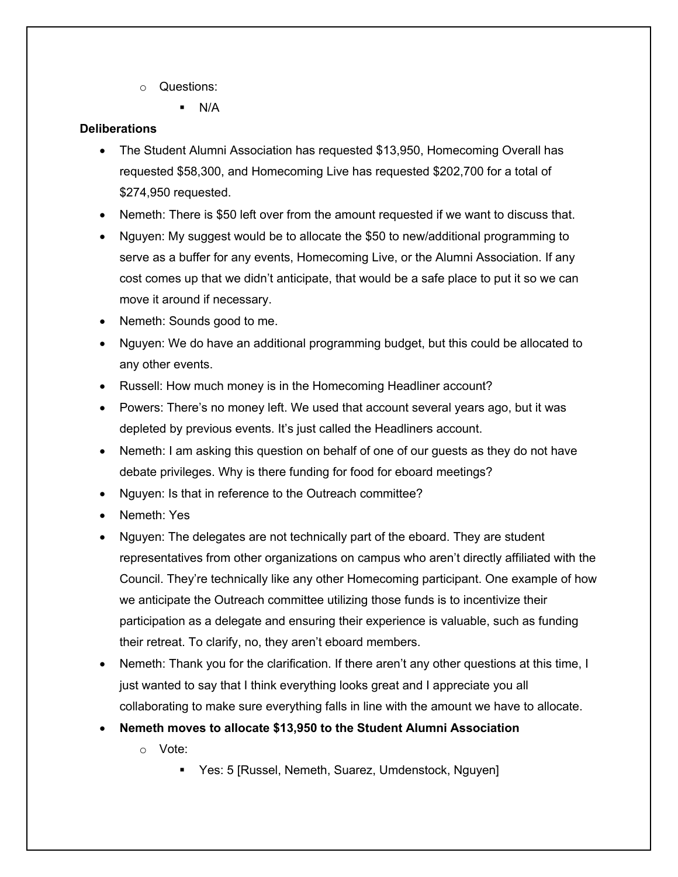- Questions:
  - N/A

**Deliberations**

- The Student Alumni Association has requested $13,950, Homecoming Overall has requested $58,300, and Homecoming Live has requested $202,700 for a total of $274,950 requested.
- Nemeth: There is $50 left over from the amount requested if we want to discuss that.
- Nguyen: My suggest would be to allocate the $50 to new/additional programming to serve as a buffer for any events, Homecoming Live, or the Alumni Association. If any cost comes up that we didn't anticipate, that would be a safe place to put it so we can move it around if necessary.
- Nemeth: Sounds good to me.
- Nguyen: We do have an additional programming budget, but this could be allocated to any other events.
- Russell: How much money is in the Homecoming Headliner account?
- Powers: There's no money left. We used that account several years ago, but it was depleted by previous events. It's just called the Headliners account.
- Nemeth: I am asking this question on behalf of one of our guests as they do not have debate privileges. Why is there funding for food for eboard meetings?
- Nguyen: Is that in reference to the Outreach committee?
- Nemeth: Yes
- Nguyen: The delegates are not technically part of the eboard. They are student representatives from other organizations on campus who aren't directly affiliated with the Council. They're technically like any other Homecoming participant. One example of how we anticipate the Outreach committee utilizing those funds is to incentivize their participation as a delegate and ensuring their experience is valuable, such as funding their retreat. To clarify, no, they aren't eboard members.
- Nemeth: Thank you for the clarification. If there aren't any other questions at this time, I just wanted to say that I think everything looks great and I appreciate you all collaborating to make sure everything falls in line with the amount we have to allocate.
- **Nemeth moves to allocate $13,950 to the Student Alumni Association**
  - Vote:
    - Yes: 5 [Russel, Nemeth, Suarez, Umdenstock, Nguyen]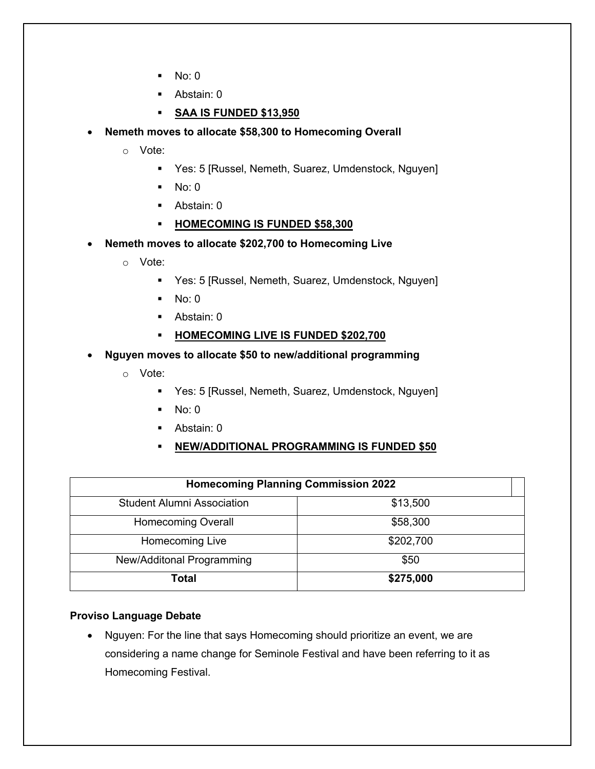- No: 0
    - Abstain: 0
    - **SAA IS FUNDED $13,950**
- **Nemeth moves to allocate $58,300 to Homecoming Overall**
  - Vote:
    - Yes: 5 [Russel, Nemeth, Suarez, Umdenstock, Nguyen]
    - No: 0
    - Abstain: 0
    - **HOMECOMING IS FUNDED $58,300**
- **Nemeth moves to allocate $202,700 to Homecoming Live**
  - Vote:
    - Yes: 5 [Russel, Nemeth, Suarez, Umdenstock, Nguyen]
    - No: 0
    - Abstain: 0
    - **HOMECOMING LIVE IS FUNDED $202,700**
- **Nguyen moves to allocate $50 to new/additional programming**
  - Vote:
    - Yes: 5 [Russel, Nemeth, Suarez, Umdenstock, Nguyen]
    - No: 0
    - Abstain: 0
    - **NEW/ADDITIONAL PROGRAMMING IS FUNDED $50**

| **Homecoming Planning Commission 2022** | |
|---|---|
| Student Alumni Association | $13,500 |
| Homecoming Overall | $58,300 |
| Homecoming Live | $202,700 |
| New/Additonal Programming | $50 |
| **Total** | **$275,000** |

**Proviso Language Debate**

- Nguyen: For the line that says Homecoming should prioritize an event, we are considering a name change for Seminole Festival and have been referring to it as Homecoming Festival.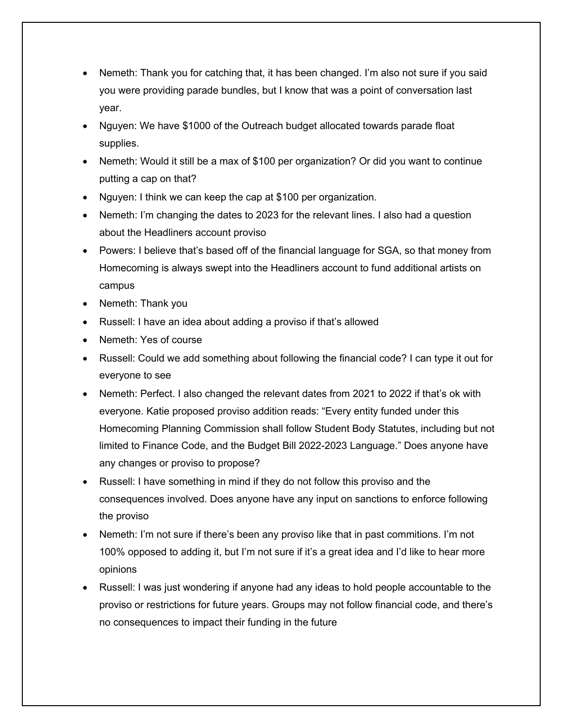- Nemeth: Thank you for catching that, it has been changed. I'm also not sure if you said you were providing parade bundles, but I know that was a point of conversation last year.
- Nguyen: We have $1000 of the Outreach budget allocated towards parade float supplies.
- Nemeth: Would it still be a max of $100 per organization? Or did you want to continue putting a cap on that?
- Nguyen: I think we can keep the cap at $100 per organization.
- Nemeth: I'm changing the dates to 2023 for the relevant lines. I also had a question about the Headliners account proviso
- Powers: I believe that's based off of the financial language for SGA, so that money from Homecoming is always swept into the Headliners account to fund additional artists on campus
- Nemeth: Thank you
- Russell: I have an idea about adding a proviso if that's allowed
- Nemeth: Yes of course
- Russell: Could we add something about following the financial code? I can type it out for everyone to see
- Nemeth: Perfect. I also changed the relevant dates from 2021 to 2022 if that's ok with everyone. Katie proposed proviso addition reads: "Every entity funded under this Homecoming Planning Commission shall follow Student Body Statutes, including but not limited to Finance Code, and the Budget Bill 2022-2023 Language." Does anyone have any changes or proviso to propose?
- Russell: I have something in mind if they do not follow this proviso and the consequences involved. Does anyone have any input on sanctions to enforce following the proviso
- Nemeth: I'm not sure if there's been any proviso like that in past commitions. I'm not 100% opposed to adding it, but I'm not sure if it's a great idea and I'd like to hear more opinions
- Russell: I was just wondering if anyone had any ideas to hold people accountable to the proviso or restrictions for future years. Groups may not follow financial code, and there's no consequences to impact their funding in the future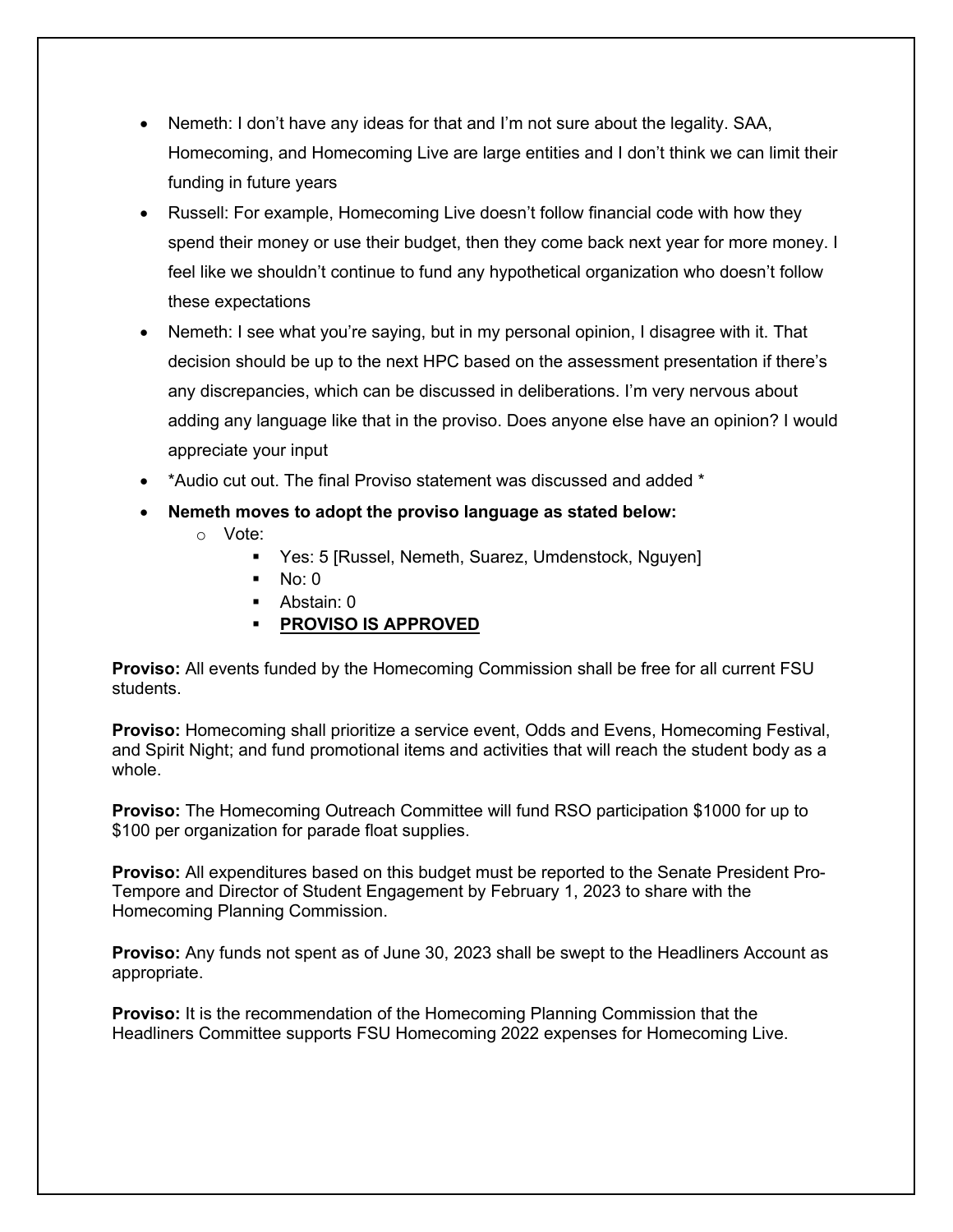- Nemeth: I don’t have any ideas for that and I’m not sure about the legality. SAA, Homecoming, and Homecoming Live are large entities and I don’t think we can limit their funding in future years
- Russell: For example, Homecoming Live doesn’t follow financial code with how they spend their money or use their budget, then they come back next year for more money. I feel like we shouldn’t continue to fund any hypothetical organization who doesn’t follow these expectations
- Nemeth: I see what you’re saying, but in my personal opinion, I disagree with it. That decision should be up to the next HPC based on the assessment presentation if there’s any discrepancies, which can be discussed in deliberations. I’m very nervous about adding any language like that in the proviso. Does anyone else have an opinion? I would appreciate your input
- *Audio cut out. The final Proviso statement was discussed and added *
- **Nemeth moves to adopt the proviso language as stated below:**
    - Vote:
        - Yes: 5 [Russel, Nemeth, Suarez, Umdenstock, Nguyen]
        - No: 0
        - Abstain: 0
        - **PROVISO IS APPROVED**

**Proviso:** All events funded by the Homecoming Commission shall be free for all current FSU students.

**Proviso:** Homecoming shall prioritize a service event, Odds and Evens, Homecoming Festival, and Spirit Night; and fund promotional items and activities that will reach the student body as a whole.

**Proviso:** The Homecoming Outreach Committee will fund RSO participation $1000 for up to $100 per organization for parade float supplies.

**Proviso:** All expenditures based on this budget must be reported to the Senate President Pro-Tempore and Director of Student Engagement by February 1, 2023 to share with the Homecoming Planning Commission.

**Proviso:** Any funds not spent as of June 30, 2023 shall be swept to the Headliners Account as appropriate.

**Proviso:** It is the recommendation of the Homecoming Planning Commission that the Headliners Committee supports FSU Homecoming 2022 expenses for Homecoming Live.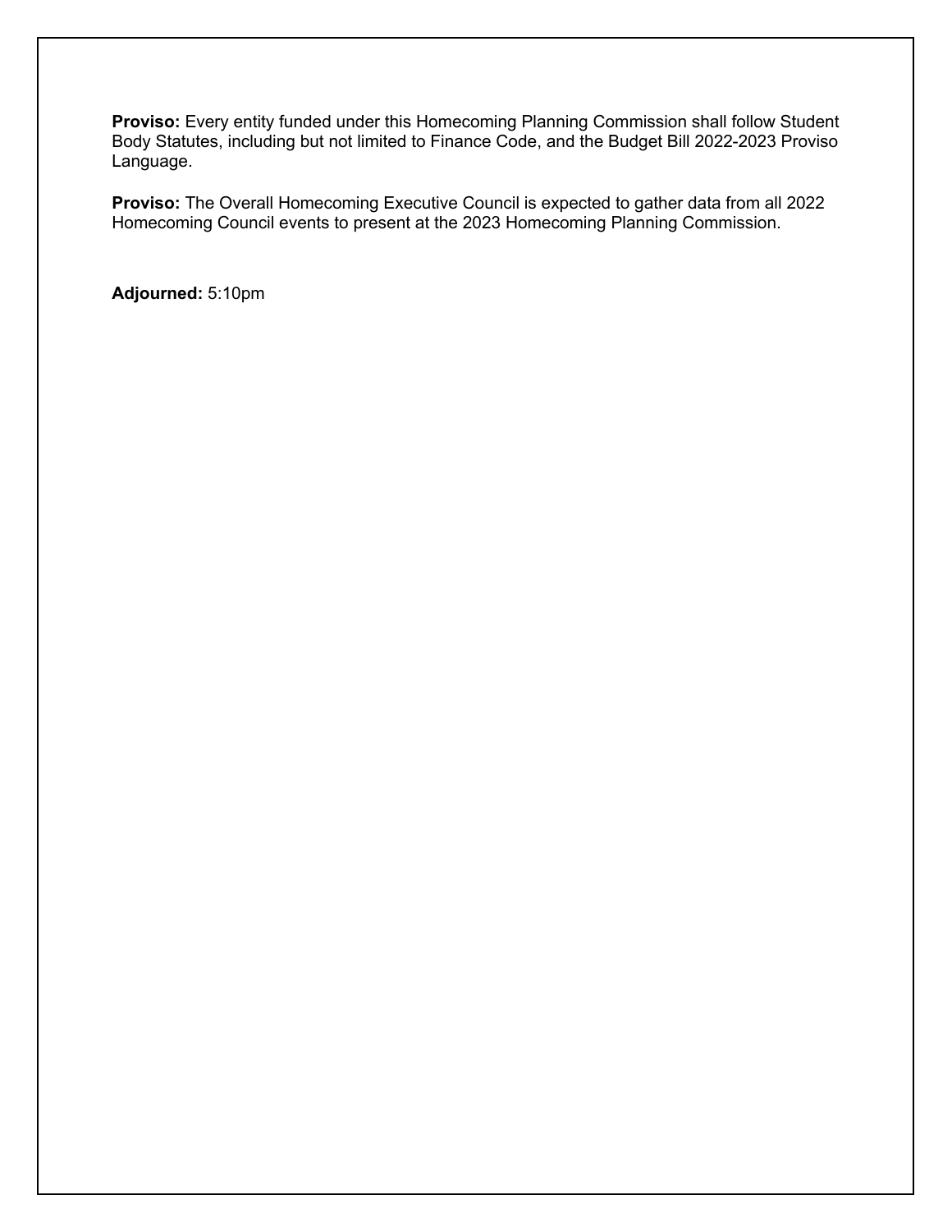**Proviso:** Every entity funded under this Homecoming Planning Commission shall follow Student Body Statutes, including but not limited to Finance Code, and the Budget Bill 2022-2023 Proviso Language.

**Proviso:** The Overall Homecoming Executive Council is expected to gather data from all 2022 Homecoming Council events to present at the 2023 Homecoming Planning Commission.

**Adjourned:** 5:10pm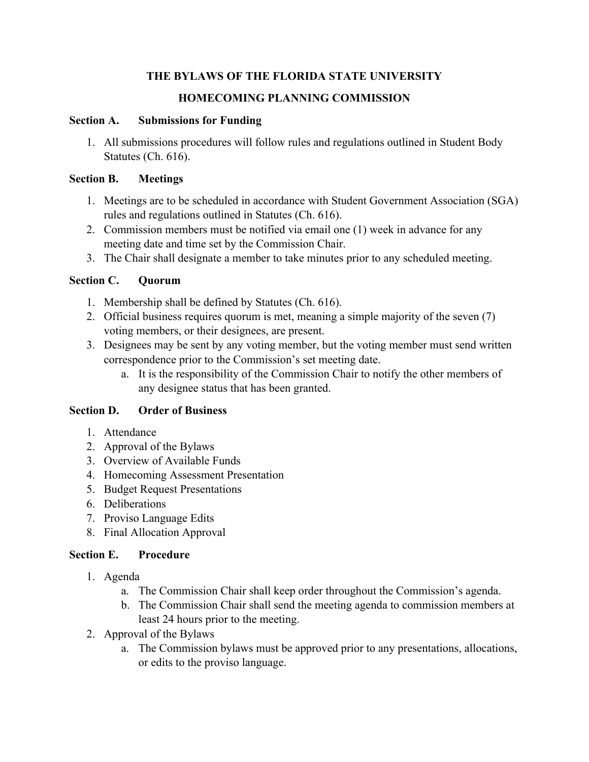# THE BYLAWS OF THE FLORIDA STATE UNIVERSITY

# HOMECOMING PLANNING COMMISSION

## Section A. Submissions for Funding

1. All submissions procedures will follow rules and regulations outlined in Student Body Statutes (Ch. 616).

## Section B. Meetings

1. Meetings are to be scheduled in accordance with Student Government Association (SGA) rules and regulations outlined in Statutes (Ch. 616).
2. Commission members must be notified via email one (1) week in advance for any meeting date and time set by the Commission Chair.
3. The Chair shall designate a member to take minutes prior to any scheduled meeting.

## Section C. Quorum

1. Membership shall be defined by Statutes (Ch. 616).
2. Official business requires quorum is met, meaning a simple majority of the seven (7) voting members, or their designees, are present.
3. Designees may be sent by any voting member, but the voting member must send written correspondence prior to the Commission's set meeting date.
   a. It is the responsibility of the Commission Chair to notify the other members of any designee status that has been granted.

## Section D. Order of Business

1. Attendance
2. Approval of the Bylaws
3. Overview of Available Funds
4. Homecoming Assessment Presentation
5. Budget Request Presentations
6. Deliberations
7. Proviso Language Edits
8. Final Allocation Approval

## Section E. Procedure

1. Agenda
   a. The Commission Chair shall keep order throughout the Commission's agenda.
   b. The Commission Chair shall send the meeting agenda to commission members at least 24 hours prior to the meeting.
2. Approval of the Bylaws
   a. The Commission bylaws must be approved prior to any presentations, allocations, or edits to the proviso language.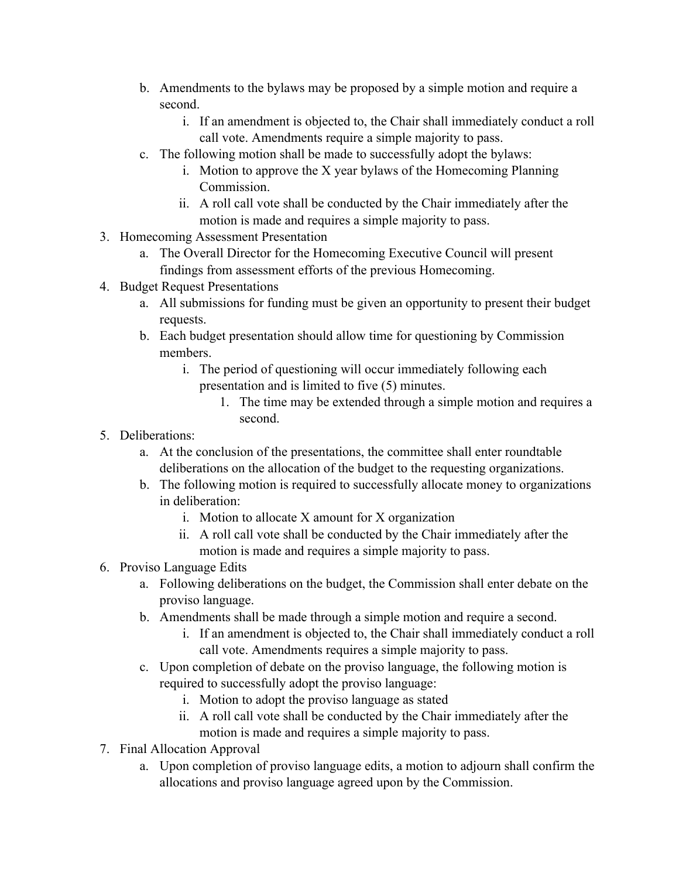b. Amendments to the bylaws may be proposed by a simple motion and require a second.
      i. If an amendment is objected to, the Chair shall immediately conduct a roll call vote. Amendments require a simple majority to pass.
   c. The following motion shall be made to successfully adopt the bylaws:
      i. Motion to approve the X year bylaws of the Homecoming Planning Commission.
      ii. A roll call vote shall be conducted by the Chair immediately after the motion is made and requires a simple majority to pass.
3. Homecoming Assessment Presentation
   a. The Overall Director for the Homecoming Executive Council will present findings from assessment efforts of the previous Homecoming.
4. Budget Request Presentations
   a. All submissions for funding must be given an opportunity to present their budget requests.
   b. Each budget presentation should allow time for questioning by Commission members.
      i. The period of questioning will occur immediately following each presentation and is limited to five (5) minutes.
         1. The time may be extended through a simple motion and requires a second.
5. Deliberations:
   a. At the conclusion of the presentations, the committee shall enter roundtable deliberations on the allocation of the budget to the requesting organizations.
   b. The following motion is required to successfully allocate money to organizations in deliberation:
      i. Motion to allocate X amount for X organization
      ii. A roll call vote shall be conducted by the Chair immediately after the motion is made and requires a simple majority to pass.
6. Proviso Language Edits
   a. Following deliberations on the budget, the Commission shall enter debate on the proviso language.
   b. Amendments shall be made through a simple motion and require a second.
      i. If an amendment is objected to, the Chair shall immediately conduct a roll call vote. Amendments requires a simple majority to pass.
   c. Upon completion of debate on the proviso language, the following motion is required to successfully adopt the proviso language:
      i. Motion to adopt the proviso language as stated
      ii. A roll call vote shall be conducted by the Chair immediately after the motion is made and requires a simple majority to pass.
7. Final Allocation Approval
   a. Upon completion of proviso language edits, a motion to adjourn shall confirm the allocations and proviso language agreed upon by the Commission.